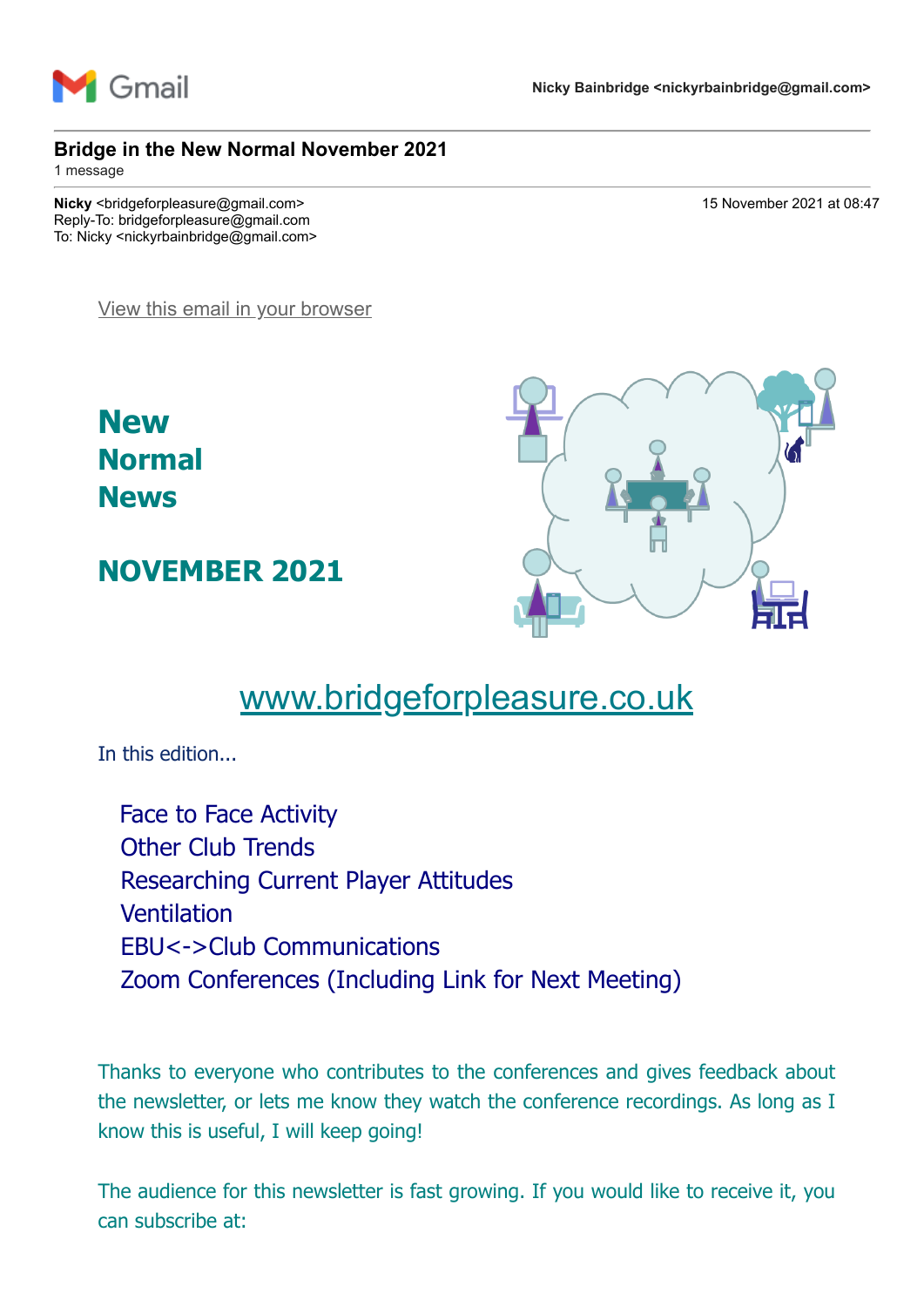Gmail **Nicky Bainbridge <nickyrbainbridge@gmail.com>**

---

**Bridge in the New Normal November 2021**
1 message

---

**Nicky** <bridgeforpleasure@gmail.com> 15 November 2021 at 08:47
Reply-To: bridgeforpleasure@gmail.com
To: Nicky <nickyrbainbridge@gmail.com>

View this email in your browser

# New Normal News

## NOVEMBER 2021

www.bridgeforpleasure.co.uk

In this edition...

- Face to Face Activity
- Other Club Trends
- Researching Current Player Attitudes
- Ventilation
- EBU<->Club Communications
- Zoom Conferences (Including Link for Next Meeting)

Thanks to everyone who contributes to the conferences and gives feedback about the newsletter, or lets me know they watch the conference recordings. As long as I know this is useful, I will keep going!

The audience for this newsletter is fast growing. If you would like to receive it, you can subscribe at: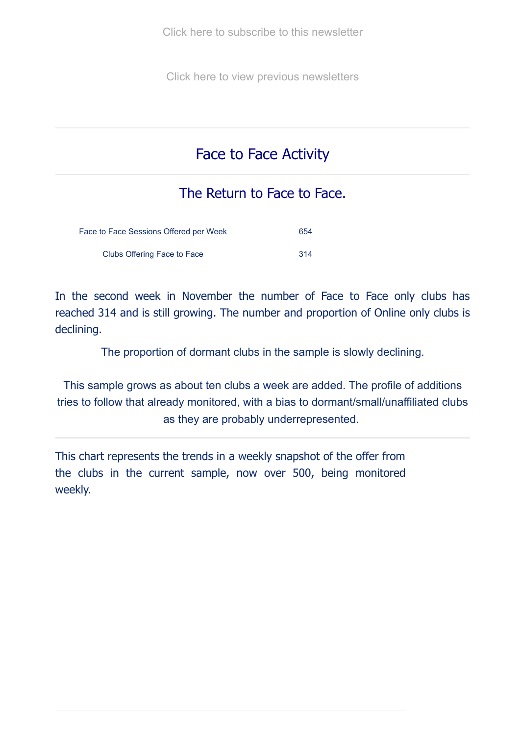Click here to subscribe to this newsletter

Click here to view previous newsletters

## Face to Face Activity

### The Return to Face to Face.

| Face to Face Sessions Offered per Week | 654 |
|---|---|
| Clubs Offering Face to Face | 314 |

In the second week in November the number of Face to Face only clubs has reached 314 and is still growing. The number and proportion of Online only clubs is declining.

The proportion of dormant clubs in the sample is slowly declining.

This sample grows as about ten clubs a week are added. The profile of additions tries to follow that already monitored, with a bias to dormant/small/unaffiliated clubs as they are probably underrepresented.

This chart represents the trends in a weekly snapshot of the offer from the clubs in the current sample, now over 500, being monitored weekly.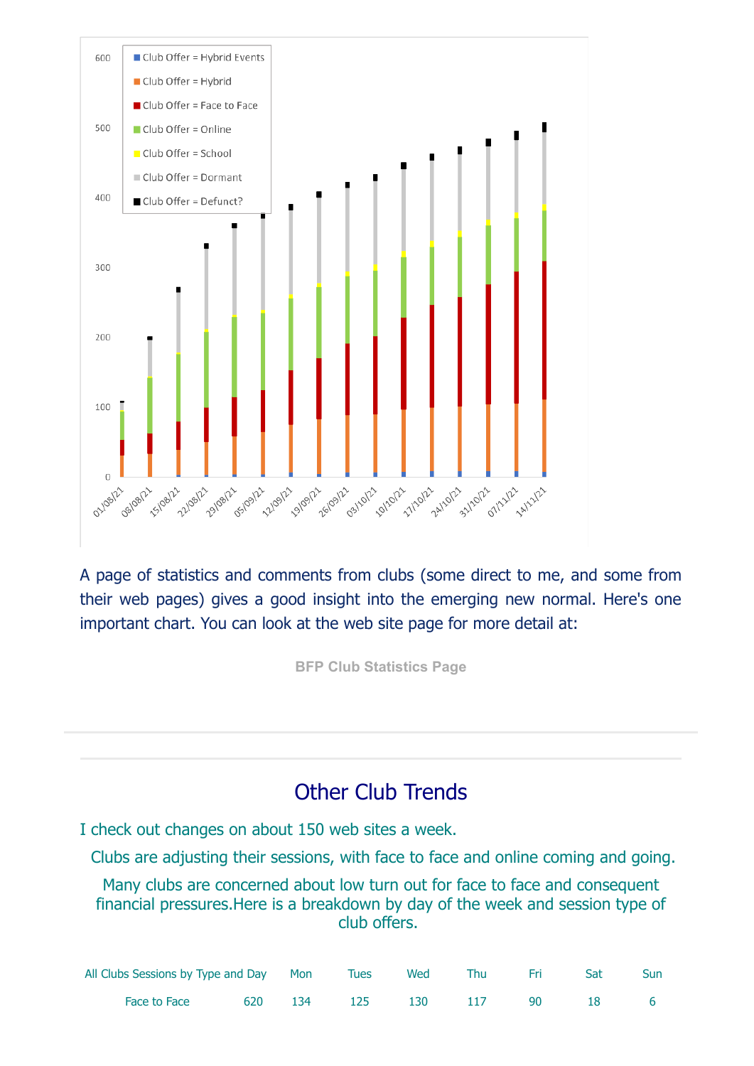A page of statistics and comments from clubs (some direct to me, and some from their web pages) gives a good insight into the emerging new normal. Here's one important chart. You can look at the web site page for more detail at:

**BFP Club Statistics Page**

---

## Other Club Trends

I check out changes on about 150 web sites a week.

Clubs are adjusting their sessions, with face to face and online coming and going.

Many clubs are concerned about low turn out for face to face and consequent financial pressures.Here is a breakdown by day of the week and session type of club offers.

| All Clubs Sessions by Type and Day | | Mon | Tues | Wed | Thu | Fri | Sat | Sun |
|---|---|---|---|---|---|---|---|---|
| Face to Face | 620 | 134 | 125 | 130 | 117 | 90 | 18 | 6 |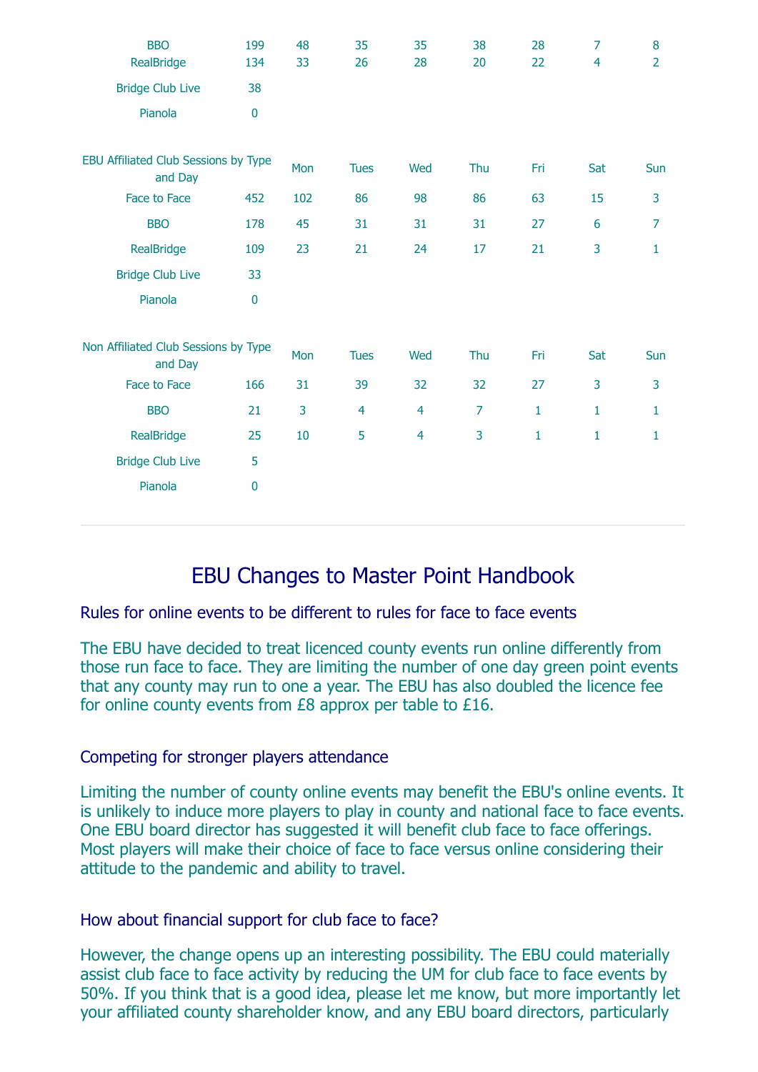| | | | | | | | | |
|---|---|---|---|---|---|---|---|---|
| BBO | 199 | 48 | 35 | 35 | 38 | 28 | 7 | 8 |
| RealBridge | 134 | 33 | 26 | 28 | 20 | 22 | 4 | 2 |
| Bridge Club Live | 38 | | | | | | | |
| Pianola | 0 | | | | | | | |

| EBU Affiliated Club Sessions by Type and Day | | Mon | Tues | Wed | Thu | Fri | Sat | Sun |
|---|---|---|---|---|---|---|---|---|
| Face to Face | 452 | 102 | 86 | 98 | 86 | 63 | 15 | 3 |
| BBO | 178 | 45 | 31 | 31 | 31 | 27 | 6 | 7 |
| RealBridge | 109 | 23 | 21 | 24 | 17 | 21 | 3 | 1 |
| Bridge Club Live | 33 | | | | | | | |
| Pianola | 0 | | | | | | | |

| Non Affiliated Club Sessions by Type and Day | | Mon | Tues | Wed | Thu | Fri | Sat | Sun |
|---|---|---|---|---|---|---|---|---|
| Face to Face | 166 | 31 | 39 | 32 | 32 | 27 | 3 | 3 |
| BBO | 21 | 3 | 4 | 4 | 7 | 1 | 1 | 1 |
| RealBridge | 25 | 10 | 5 | 4 | 3 | 1 | 1 | 1 |
| Bridge Club Live | 5 | | | | | | | |
| Pianola | 0 | | | | | | | |

## EBU Changes to Master Point Handbook

### Rules for online events to be different to rules for face to face events

The EBU have decided to treat licenced county events run online differently from those run face to face. They are limiting the number of one day green point events that any county may run to one a year. The EBU has also doubled the licence fee for online county events from £8 approx per table to £16.

### Competing for stronger players attendance

Limiting the number of county online events may benefit the EBU's online events. It is unlikely to induce more players to play in county and national face to face events. One EBU board director has suggested it will benefit club face to face offerings. Most players will make their choice of face to face versus online considering their attitude to the pandemic and ability to travel.

### How about financial support for club face to face?

However, the change opens up an interesting possibility. The EBU could materially assist club face to face activity by reducing the UM for club face to face events by 50%. If you think that is a good idea, please let me know, but more importantly let your affiliated county shareholder know, and any EBU board directors, particularly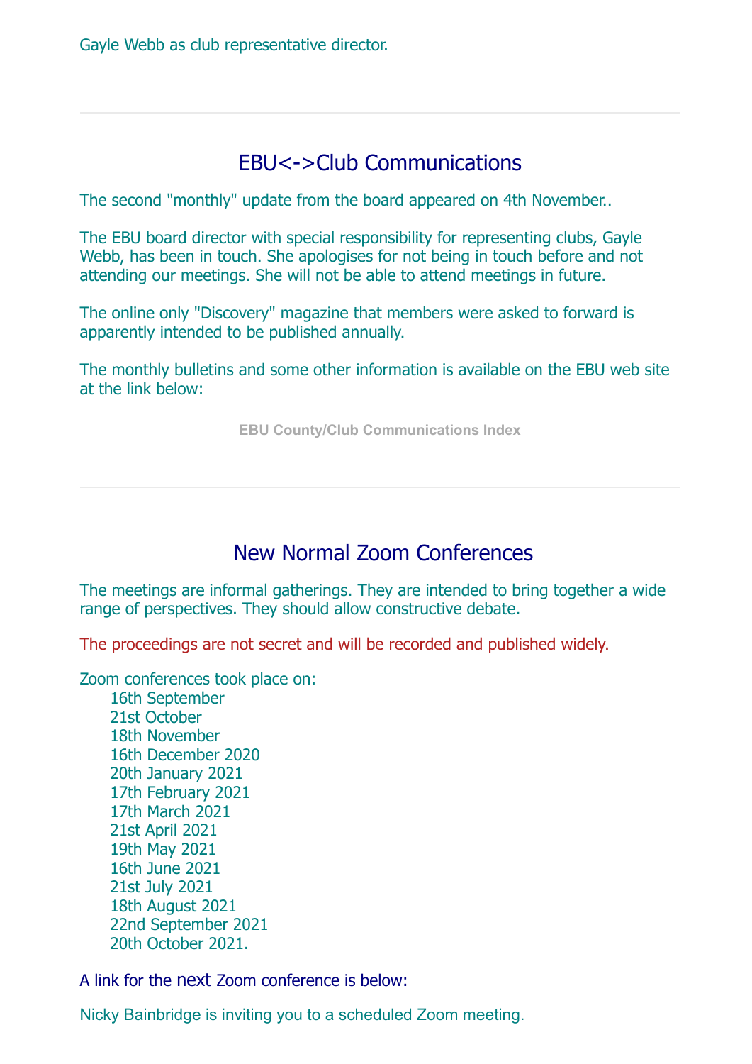Gayle Webb as club representative director.

---

## EBU<->Club Communications

The second "monthly" update from the board appeared on 4th November..

The EBU board director with special responsibility for representing clubs, Gayle Webb, has been in touch. She apologises for not being in touch before and not attending our meetings. She will not be able to attend meetings in future.

The online only "Discovery" magazine that members were asked to forward is apparently intended to be published annually.

The monthly bulletins and some other information is available on the EBU web site at the link below:

**EBU County/Club Communications Index**

---

## New Normal Zoom Conferences

The meetings are informal gatherings. They are intended to bring together a wide range of perspectives. They should allow constructive debate.

The proceedings are not secret and will be recorded and published widely.

Zoom conferences took place on:

- 16th September
- 21st October
- 18th November
- 16th December 2020
- 20th January 2021
- 17th February 2021
- 17th March 2021
- 21st April 2021
- 19th May 2021
- 16th June 2021
- 21st July 2021
- 18th August 2021
- 22nd September 2021
- 20th October 2021.

A link for the next Zoom conference is below:

Nicky Bainbridge is inviting you to a scheduled Zoom meeting.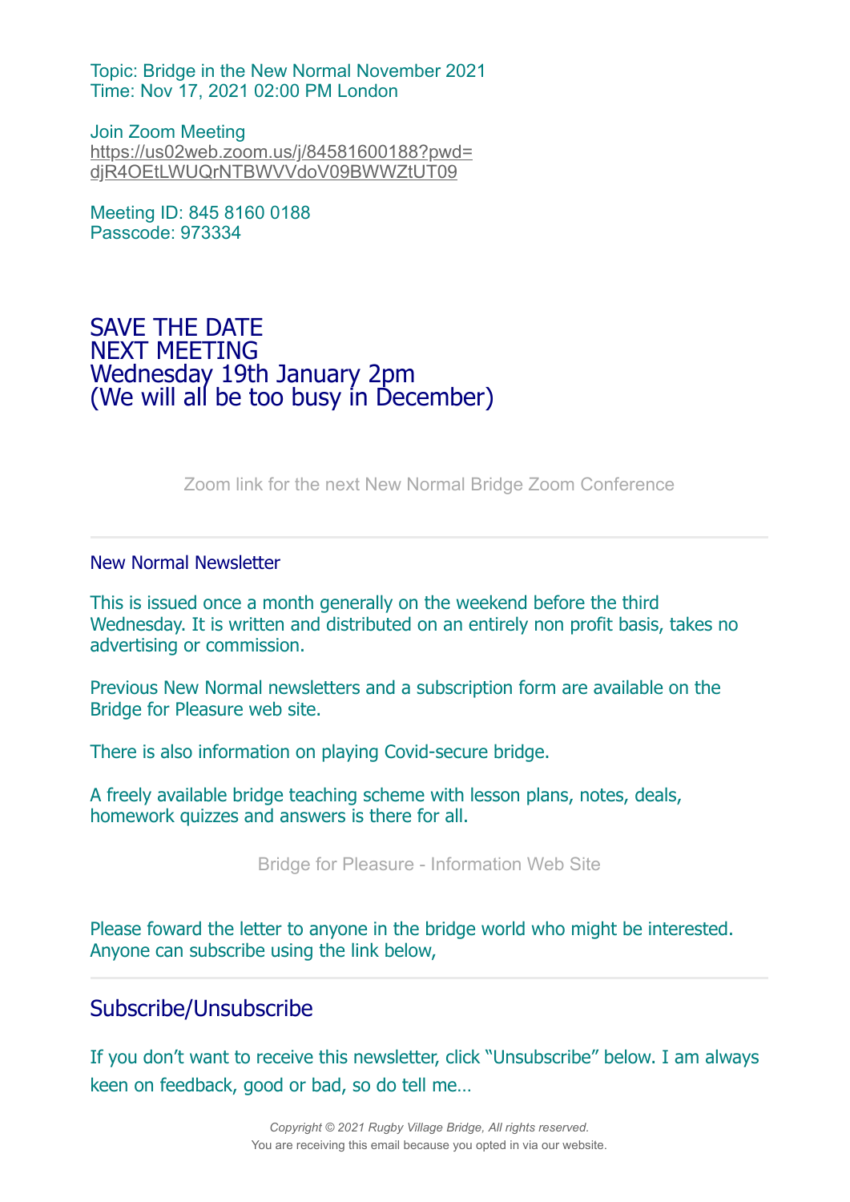Topic: Bridge in the New Normal November 2021
Time: Nov 17, 2021 02:00 PM London

Join Zoom Meeting
https://us02web.zoom.us/j/84581600188?pwd=djR4OEtLWUQrNTBWVVdoV09BWWZtUT09

Meeting ID: 845 8160 0188
Passcode: 973334

## SAVE THE DATE
## NEXT MEETING
## Wednesday 19th January 2pm
## (We will all be too busy in December)

Zoom link for the next New Normal Bridge Zoom Conference

---

### New Normal Newsletter

This is issued once a month generally on the weekend before the third Wednesday. It is written and distributed on an entirely non profit basis, takes no advertising or commission.

Previous New Normal newsletters and a subscription form are available on the Bridge for Pleasure web site.

There is also information on playing Covid-secure bridge.

A freely available bridge teaching scheme with lesson plans, notes, deals, homework quizzes and answers is there for all.

Bridge for Pleasure - Information Web Site

Please foward the letter to anyone in the bridge world who might be interested. Anyone can subscribe using the link below,

---

## Subscribe/Unsubscribe

If you don't want to receive this newsletter, click "Unsubscribe" below. I am always keen on feedback, good or bad, so do tell me…

*Copyright © 2021 Rugby Village Bridge, All rights reserved.*
You are receiving this email because you opted in via our website.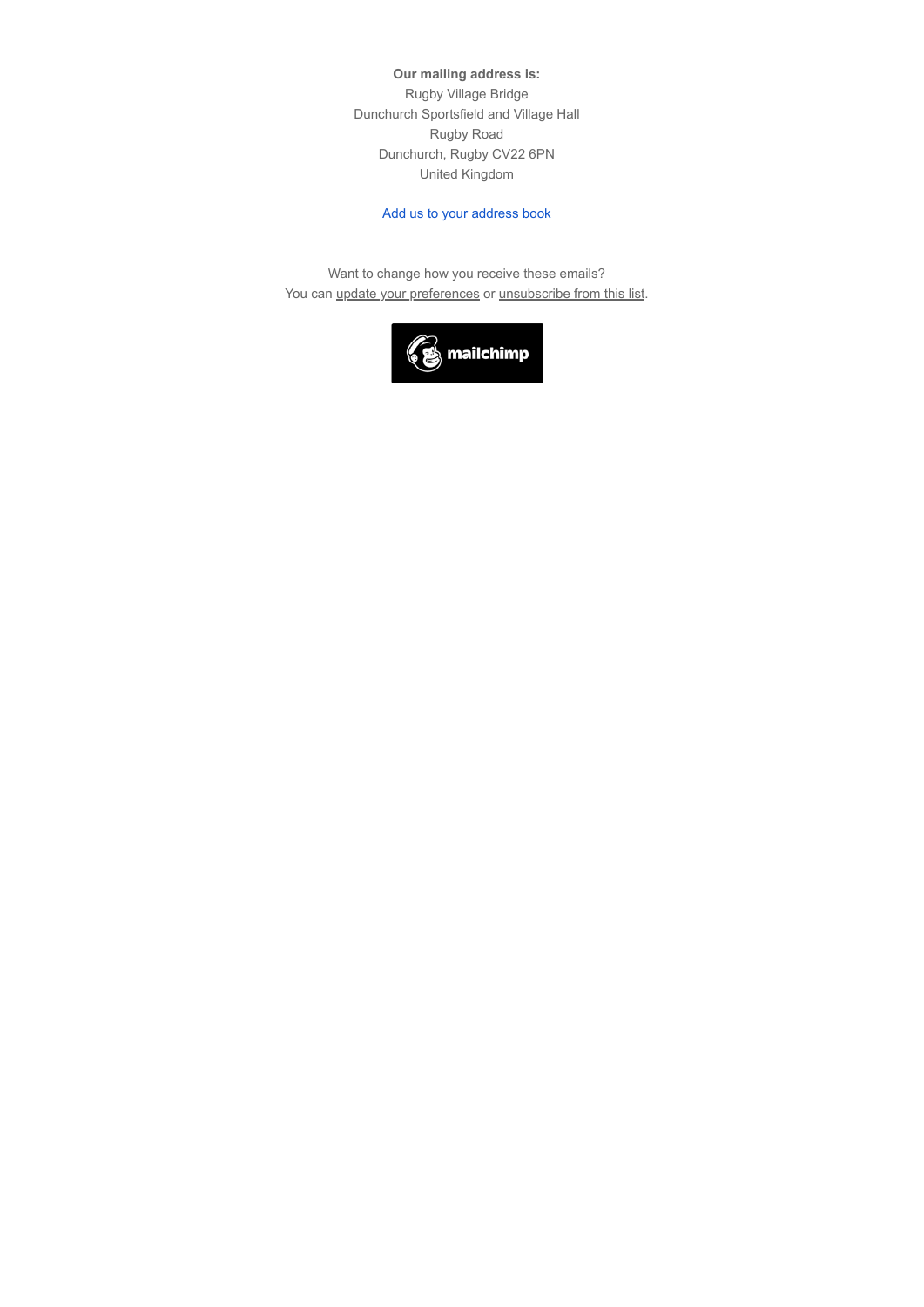**Our mailing address is:**
Rugby Village Bridge
Dunchurch Sportsfield and Village Hall
Rugby Road
Dunchurch, Rugby CV22 6PN
United Kingdom

Add us to your address book

Want to change how you receive these emails?
You can update your preferences or unsubscribe from this list.